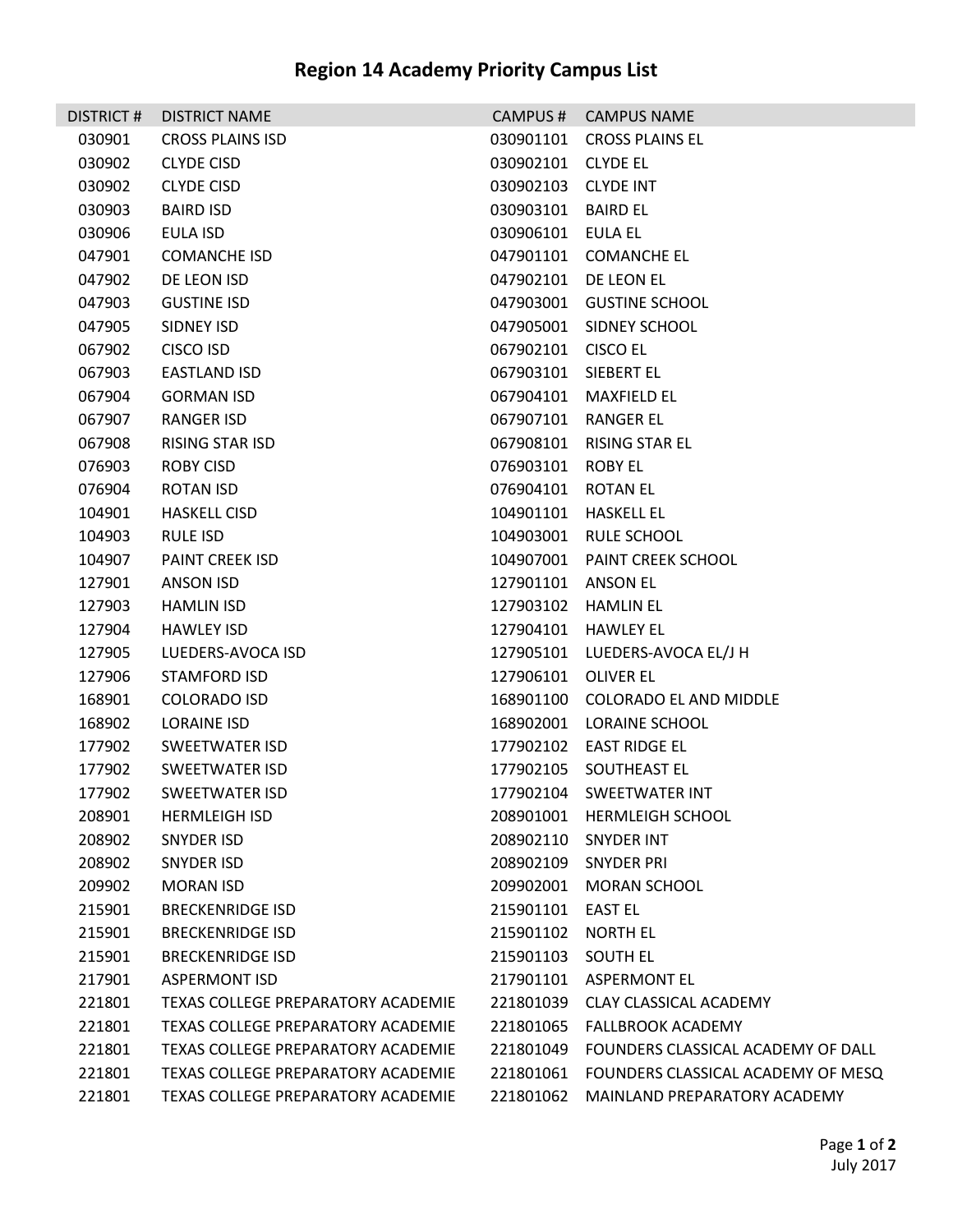# Region 14 Academy Priority Campus List

| DISTRICT # | DISTRICT NAME | CAMPUS # | CAMPUS NAME |
|---|---|---|---|
| 030901 | CROSS PLAINS ISD | 030901101 | CROSS PLAINS EL |
| 030902 | CLYDE CISD | 030902101 | CLYDE EL |
| 030902 | CLYDE CISD | 030902103 | CLYDE INT |
| 030903 | BAIRD ISD | 030903101 | BAIRD EL |
| 030906 | EULA ISD | 030906101 | EULA EL |
| 047901 | COMANCHE ISD | 047901101 | COMANCHE EL |
| 047902 | DE LEON ISD | 047902101 | DE LEON EL |
| 047903 | GUSTINE ISD | 047903001 | GUSTINE SCHOOL |
| 047905 | SIDNEY ISD | 047905001 | SIDNEY SCHOOL |
| 067902 | CISCO ISD | 067902101 | CISCO EL |
| 067903 | EASTLAND ISD | 067903101 | SIEBERT EL |
| 067904 | GORMAN ISD | 067904101 | MAXFIELD EL |
| 067907 | RANGER ISD | 067907101 | RANGER EL |
| 067908 | RISING STAR ISD | 067908101 | RISING STAR EL |
| 076903 | ROBY CISD | 076903101 | ROBY EL |
| 076904 | ROTAN ISD | 076904101 | ROTAN EL |
| 104901 | HASKELL CISD | 104901101 | HASKELL EL |
| 104903 | RULE ISD | 104903001 | RULE SCHOOL |
| 104907 | PAINT CREEK ISD | 104907001 | PAINT CREEK SCHOOL |
| 127901 | ANSON ISD | 127901101 | ANSON EL |
| 127903 | HAMLIN ISD | 127903102 | HAMLIN EL |
| 127904 | HAWLEY ISD | 127904101 | HAWLEY EL |
| 127905 | LUEDERS-AVOCA ISD | 127905101 | LUEDERS-AVOCA EL/J H |
| 127906 | STAMFORD ISD | 127906101 | OLIVER EL |
| 168901 | COLORADO ISD | 168901100 | COLORADO EL AND MIDDLE |
| 168902 | LORAINE ISD | 168902001 | LORAINE SCHOOL |
| 177902 | SWEETWATER ISD | 177902102 | EAST RIDGE EL |
| 177902 | SWEETWATER ISD | 177902105 | SOUTHEAST EL |
| 177902 | SWEETWATER ISD | 177902104 | SWEETWATER INT |
| 208901 | HERMLEIGH ISD | 208901001 | HERMLEIGH SCHOOL |
| 208902 | SNYDER ISD | 208902110 | SNYDER INT |
| 208902 | SNYDER ISD | 208902109 | SNYDER PRI |
| 209902 | MORAN ISD | 209902001 | MORAN SCHOOL |
| 215901 | BRECKENRIDGE ISD | 215901101 | EAST EL |
| 215901 | BRECKENRIDGE ISD | 215901102 | NORTH EL |
| 215901 | BRECKENRIDGE ISD | 215901103 | SOUTH EL |
| 217901 | ASPERMONT ISD | 217901101 | ASPERMONT EL |
| 221801 | TEXAS COLLEGE PREPARATORY ACADEMIE | 221801039 | CLAY CLASSICAL ACADEMY |
| 221801 | TEXAS COLLEGE PREPARATORY ACADEMIE | 221801065 | FALLBROOK ACADEMY |
| 221801 | TEXAS COLLEGE PREPARATORY ACADEMIE | 221801049 | FOUNDERS CLASSICAL ACADEMY OF DALL |
| 221801 | TEXAS COLLEGE PREPARATORY ACADEMIE | 221801061 | FOUNDERS CLASSICAL ACADEMY OF MESQ |
| 221801 | TEXAS COLLEGE PREPARATORY ACADEMIE | 221801062 | MAINLAND PREPARATORY ACADEMY |

July 2017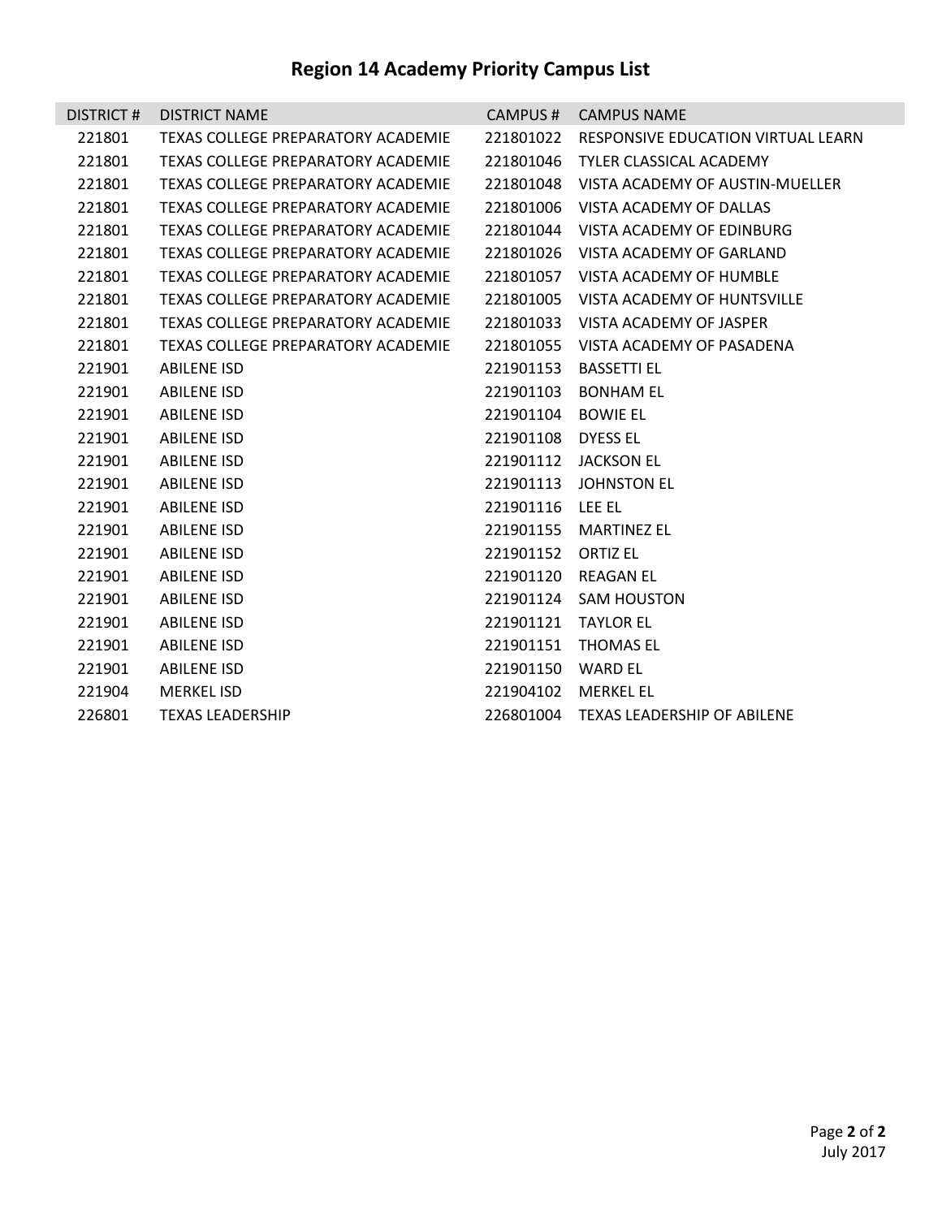# Region 14 Academy Priority Campus List

| DISTRICT # | DISTRICT NAME | CAMPUS # | CAMPUS NAME |
|---|---|---|---|
| 221801 | TEXAS COLLEGE PREPARATORY ACADEMIE | 221801022 | RESPONSIVE EDUCATION VIRTUAL LEARN |
| 221801 | TEXAS COLLEGE PREPARATORY ACADEMIE | 221801046 | TYLER CLASSICAL ACADEMY |
| 221801 | TEXAS COLLEGE PREPARATORY ACADEMIE | 221801048 | VISTA ACADEMY OF AUSTIN-MUELLER |
| 221801 | TEXAS COLLEGE PREPARATORY ACADEMIE | 221801006 | VISTA ACADEMY OF DALLAS |
| 221801 | TEXAS COLLEGE PREPARATORY ACADEMIE | 221801044 | VISTA ACADEMY OF EDINBURG |
| 221801 | TEXAS COLLEGE PREPARATORY ACADEMIE | 221801026 | VISTA ACADEMY OF GARLAND |
| 221801 | TEXAS COLLEGE PREPARATORY ACADEMIE | 221801057 | VISTA ACADEMY OF HUMBLE |
| 221801 | TEXAS COLLEGE PREPARATORY ACADEMIE | 221801005 | VISTA ACADEMY OF HUNTSVILLE |
| 221801 | TEXAS COLLEGE PREPARATORY ACADEMIE | 221801033 | VISTA ACADEMY OF JASPER |
| 221801 | TEXAS COLLEGE PREPARATORY ACADEMIE | 221801055 | VISTA ACADEMY OF PASADENA |
| 221901 | ABILENE ISD | 221901153 | BASSETTI EL |
| 221901 | ABILENE ISD | 221901103 | BONHAM EL |
| 221901 | ABILENE ISD | 221901104 | BOWIE EL |
| 221901 | ABILENE ISD | 221901108 | DYESS EL |
| 221901 | ABILENE ISD | 221901112 | JACKSON EL |
| 221901 | ABILENE ISD | 221901113 | JOHNSTON EL |
| 221901 | ABILENE ISD | 221901116 | LEE EL |
| 221901 | ABILENE ISD | 221901155 | MARTINEZ EL |
| 221901 | ABILENE ISD | 221901152 | ORTIZ EL |
| 221901 | ABILENE ISD | 221901120 | REAGAN EL |
| 221901 | ABILENE ISD | 221901124 | SAM HOUSTON |
| 221901 | ABILENE ISD | 221901121 | TAYLOR EL |
| 221901 | ABILENE ISD | 221901151 | THOMAS EL |
| 221901 | ABILENE ISD | 221901150 | WARD EL |
| 221904 | MERKEL ISD | 221904102 | MERKEL EL |
| 226801 | TEXAS LEADERSHIP | 226801004 | TEXAS LEADERSHIP OF ABILENE |

July 2017